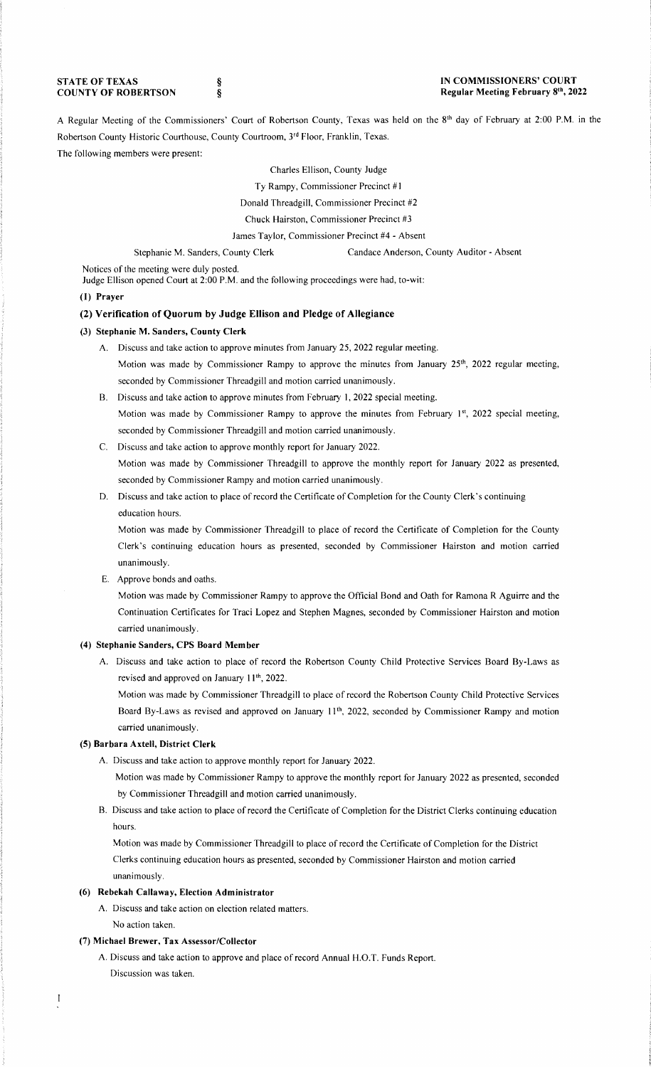**STATE OF TEXAS §**
**COUNTY OF ROBERTSON §**

**IN COMMISSIONERS' COURT**
**Regular Meeting February 8th, 2022**

A Regular Meeting of the Commissioners' Court of Robertson County, Texas was held on the 8th day of February at 2:00 P.M. in the Robertson County Historic Courthouse, County Courtroom, 3rd Floor, Franklin, Texas.

The following members were present:

Charles Ellison, County Judge

Ty Rampy, Commissioner Precinct #1

Donald Threadgill, Commissioner Precinct #2

Chuck Hairston, Commissioner Precinct #3

James Taylor, Commissioner Precinct #4 - Absent

Stephanie M. Sanders, County Clerk    Candace Anderson, County Auditor - Absent

Notices of the meeting were duly posted.

Judge Ellison opened Court at 2:00 P.M. and the following proceedings were had, to-wit:

**(1) Prayer**

**(2) Verification of Quorum by Judge Ellison and Pledge of Allegiance**

**(3) Stephanie M. Sanders, County Clerk**

A. Discuss and take action to approve minutes from January 25, 2022 regular meeting.

Motion was made by Commissioner Rampy to approve the minutes from January 25th, 2022 regular meeting, seconded by Commissioner Threadgill and motion carried unanimously.

B. Discuss and take action to approve minutes from February 1, 2022 special meeting.

Motion was made by Commissioner Rampy to approve the minutes from February 1st, 2022 special meeting, seconded by Commissioner Threadgill and motion carried unanimously.

C. Discuss and take action to approve monthly report for January 2022.

Motion was made by Commissioner Threadgill to approve the monthly report for January 2022 as presented, seconded by Commissioner Rampy and motion carried unanimously.

D. Discuss and take action to place of record the Certificate of Completion for the County Clerk's continuing education hours.

Motion was made by Commissioner Threadgill to place of record the Certificate of Completion for the County Clerk's continuing education hours as presented, seconded by Commissioner Hairston and motion carried unanimously.

E. Approve bonds and oaths.

Motion was made by Commissioner Rampy to approve the Official Bond and Oath for Ramona R Aguirre and the Continuation Certificates for Traci Lopez and Stephen Magnes, seconded by Commissioner Hairston and motion carried unanimously.

**(4) Stephanie Sanders, CPS Board Member**

A. Discuss and take action to place of record the Robertson County Child Protective Services Board By-Laws as revised and approved on January 11th, 2022.

Motion was made by Commissioner Threadgill to place of record the Robertson County Child Protective Services Board By-Laws as revised and approved on January 11th, 2022, seconded by Commissioner Rampy and motion carried unanimously.

**(5) Barbara Axtell, District Clerk**

A. Discuss and take action to approve monthly report for January 2022.

Motion was made by Commissioner Rampy to approve the monthly report for January 2022 as presented, seconded by Commissioner Threadgill and motion carried unanimously.

B. Discuss and take action to place of record the Certificate of Completion for the District Clerks continuing education hours.

Motion was made by Commissioner Threadgill to place of record the Certificate of Completion for the District Clerks continuing education hours as presented, seconded by Commissioner Hairston and motion carried unanimously.

**(6) Rebekah Callaway, Election Administrator**

A. Discuss and take action on election related matters.

No action taken.

**(7) Michael Brewer, Tax Assessor/Collector**

A. Discuss and take action to approve and place of record Annual H.O.T. Funds Report.

Discussion was taken.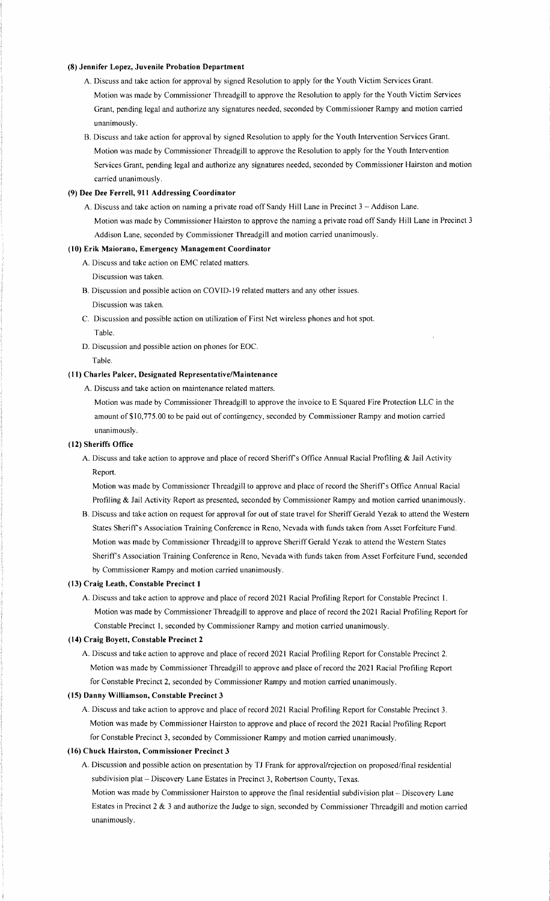**(8) Jennifer Lopez, Juvenile Probation Department**

A. Discuss and take action for approval by signed Resolution to apply for the Youth Victim Services Grant.
   Motion was made by Commissioner Threadgill to approve the Resolution to apply for the Youth Victim Services Grant, pending legal and authorize any signatures needed, seconded by Commissioner Rampy and motion carried unanimously.

B. Discuss and take action for approval by signed Resolution to apply for the Youth Intervention Services Grant.
   Motion was made by Commissioner Threadgill to approve the Resolution to apply for the Youth Intervention Services Grant, pending legal and authorize any signatures needed, seconded by Commissioner Hairston and motion carried unanimously.

**(9) Dee Dee Ferrell, 911 Addressing Coordinator**

A. Discuss and take action on naming a private road off Sandy Hill Lane in Precinct 3 – Addison Lane.
   Motion was made by Commissioner Hairston to approve the naming a private road off Sandy Hill Lane in Precinct 3 Addison Lane, seconded by Commissioner Threadgill and motion carried unanimously.

**(10) Erik Maiorano, Emergency Management Coordinator**

A. Discuss and take action on EMC related matters.
   Discussion was taken.

B. Discussion and possible action on COVID-19 related matters and any other issues.
   Discussion was taken.

C. Discussion and possible action on utilization of First Net wireless phones and hot spot.
   Table.

D. Discussion and possible action on phones for EOC.
   Table.

**(11) Charles Palcer, Designated Representative/Maintenance**

A. Discuss and take action on maintenance related matters.
   Motion was made by Commissioner Threadgill to approve the invoice to E Squared Fire Protection LLC in the amount of $10,775.00 to be paid out of contingency, seconded by Commissioner Rampy and motion carried unanimously.

**(12) Sheriffs Office**

A. Discuss and take action to approve and place of record Sheriff's Office Annual Racial Profiling & Jail Activity Report.
   Motion was made by Commissioner Threadgill to approve and place of record the Sheriff's Office Annual Racial Profiling & Jail Activity Report as presented, seconded by Commissioner Rampy and motion carried unanimously.

B. Discuss and take action on request for approval for out of state travel for Sheriff Gerald Yezak to attend the Western States Sheriff's Association Training Conference in Reno, Nevada with funds taken from Asset Forfeiture Fund.
   Motion was made by Commissioner Threadgill to approve Sheriff Gerald Yezak to attend the Western States Sheriff's Association Training Conference in Reno, Nevada with funds taken from Asset Forfeiture Fund, seconded by Commissioner Rampy and motion carried unanimously.

**(13) Craig Leath, Constable Precinct 1**

A. Discuss and take action to approve and place of record 2021 Racial Profiling Report for Constable Precinct 1.
   Motion was made by Commissioner Threadgill to approve and place of record the 2021 Racial Profiling Report for Constable Precinct 1, seconded by Commissioner Rampy and motion carried unanimously.

**(14) Craig Boyett, Constable Precinct 2**

A. Discuss and take action to approve and place of record 2021 Racial Profiling Report for Constable Precinct 2.
   Motion was made by Commissioner Threadgill to approve and place of record the 2021 Racial Profiling Report for Constable Precinct 2, seconded by Commissioner Rampy and motion carried unanimously.

**(15) Danny Williamson, Constable Precinct 3**

A. Discuss and take action to approve and place of record 2021 Racial Profiling Report for Constable Precinct 3.
   Motion was made by Commissioner Hairston to approve and place of record the 2021 Racial Profiling Report for Constable Precinct 3, seconded by Commissioner Rampy and motion carried unanimously.

**(16) Chuck Hairston, Commissioner Precinct 3**

A. Discussion and possible action on presentation by TJ Frank for approval/rejection on proposed/final residential subdivision plat – Discovery Lane Estates in Precinct 3, Robertson County, Texas.
   Motion was made by Commissioner Hairston to approve the final residential subdivision plat – Discovery Lane Estates in Precinct 2 & 3 and authorize the Judge to sign, seconded by Commissioner Threadgill and motion carried unanimously.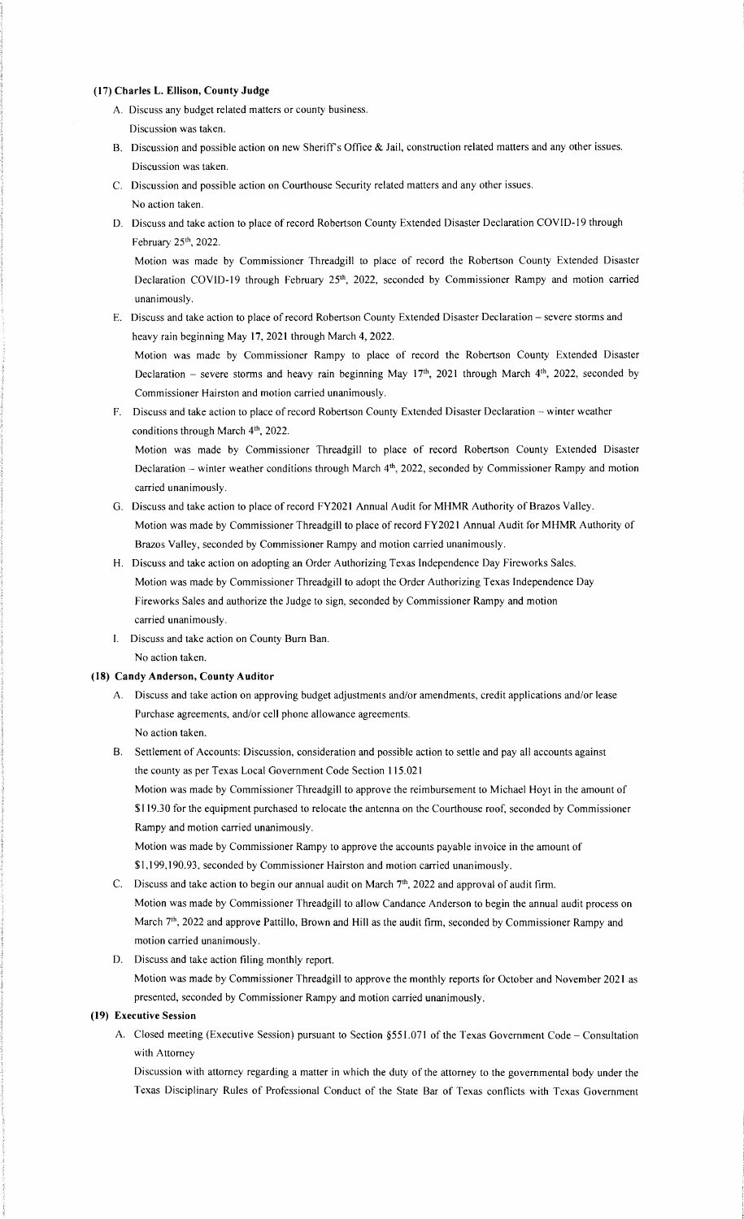**(17) Charles L. Ellison, County Judge**

A. Discuss any budget related matters or county business.
   Discussion was taken.

B. Discussion and possible action on new Sheriff's Office & Jail, construction related matters and any other issues.
   Discussion was taken.

C. Discussion and possible action on Courthouse Security related matters and any other issues.
   No action taken.

D. Discuss and take action to place of record Robertson County Extended Disaster Declaration COVID-19 through February 25th, 2022.

   Motion was made by Commissioner Threadgill to place of record the Robertson County Extended Disaster Declaration COVID-19 through February 25th, 2022, seconded by Commissioner Rampy and motion carried unanimously.

E. Discuss and take action to place of record Robertson County Extended Disaster Declaration – severe storms and heavy rain beginning May 17, 2021 through March 4, 2022.

   Motion was made by Commissioner Rampy to place of record the Robertson County Extended Disaster Declaration – severe storms and heavy rain beginning May 17th, 2021 through March 4th, 2022, seconded by Commissioner Hairston and motion carried unanimously.

F. Discuss and take action to place of record Robertson County Extended Disaster Declaration – winter weather conditions through March 4th, 2022.

   Motion was made by Commissioner Threadgill to place of record Robertson County Extended Disaster Declaration – winter weather conditions through March 4th, 2022, seconded by Commissioner Rampy and motion carried unanimously.

G. Discuss and take action to place of record FY2021 Annual Audit for MHMR Authority of Brazos Valley.
   Motion was made by Commissioner Threadgill to place of record FY2021 Annual Audit for MHMR Authority of Brazos Valley, seconded by Commissioner Rampy and motion carried unanimously.

H. Discuss and take action on adopting an Order Authorizing Texas Independence Day Fireworks Sales.
   Motion was made by Commissioner Threadgill to adopt the Order Authorizing Texas Independence Day Fireworks Sales and authorize the Judge to sign, seconded by Commissioner Rampy and motion carried unanimously.

I. Discuss and take action on County Burn Ban.
   No action taken.

**(18) Candy Anderson, County Auditor**

A. Discuss and take action on approving budget adjustments and/or amendments, credit applications and/or lease Purchase agreements, and/or cell phone allowance agreements.
   No action taken.

B. Settlement of Accounts: Discussion, consideration and possible action to settle and pay all accounts against the county as per Texas Local Government Code Section 115.021

   Motion was made by Commissioner Threadgill to approve the reimbursement to Michael Hoyt in the amount of $119.30 for the equipment purchased to relocate the antenna on the Courthouse roof, seconded by Commissioner Rampy and motion carried unanimously.

   Motion was made by Commissioner Rampy to approve the accounts payable invoice in the amount of $1,199,190.93, seconded by Commissioner Hairston and motion carried unanimously.

C. Discuss and take action to begin our annual audit on March 7th, 2022 and approval of audit firm.
   Motion was made by Commissioner Threadgill to allow Candance Anderson to begin the annual audit process on March 7th, 2022 and approve Pattillo, Brown and Hill as the audit firm, seconded by Commissioner Rampy and motion carried unanimously.

D. Discuss and take action filing monthly report.
   Motion was made by Commissioner Threadgill to approve the monthly reports for October and November 2021 as presented, seconded by Commissioner Rampy and motion carried unanimously.

**(19) Executive Session**

A. Closed meeting (Executive Session) pursuant to Section §551.071 of the Texas Government Code – Consultation with Attorney

   Discussion with attorney regarding a matter in which the duty of the attorney to the governmental body under the Texas Disciplinary Rules of Professional Conduct of the State Bar of Texas conflicts with Texas Government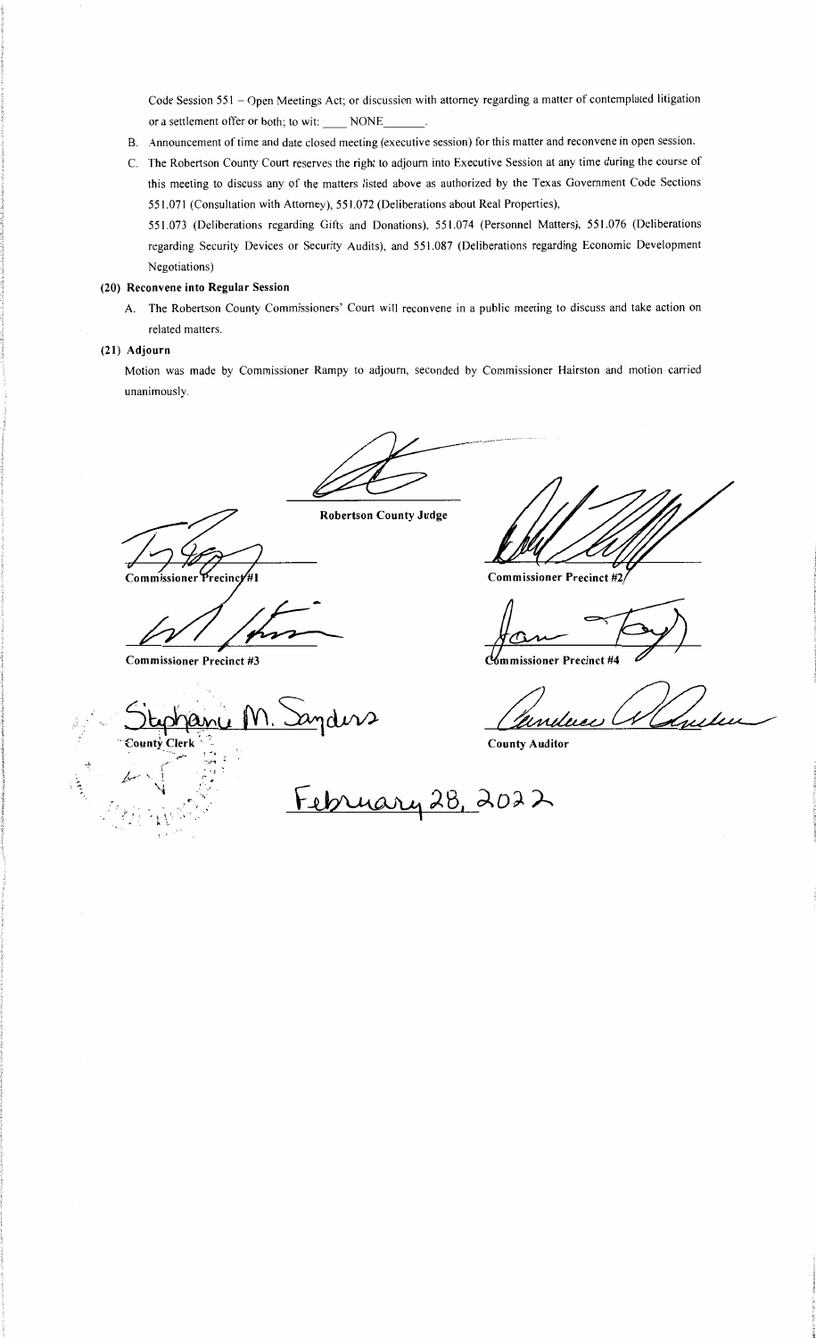Code Session 551 – Open Meetings Act; or discussion with attorney regarding a matter of contemplated litigation or a settlement offer or both; to wit: ____ NONE_______.

B. Announcement of time and date closed meeting (executive session) for this matter and reconvene in open session.

C. The Robertson County Court reserves the right to adjourn into Executive Session at any time during the course of this meeting to discuss any of the matters listed above as authorized by the Texas Government Code Sections 551.071 (Consultation with Attorney), 551.072 (Deliberations about Real Properties), 551.073 (Deliberations regarding Gifts and Donations), 551.074 (Personnel Matters), 551.076 (Deliberations regarding Security Devices or Security Audits), and 551.087 (Deliberations regarding Economic Development Negotiations)

**(20) Reconvene into Regular Session**

A. The Robertson County Commissioners' Court will reconvene in a public meeting to discuss and take action on related matters.

**(21) Adjourn**

Motion was made by Commissioner Rampy to adjourn, seconded by Commissioner Hairston and motion carried unanimously.

Robertson County Judge

Commissioner Precinct #1

Commissioner Precinct #2

Commissioner Precinct #3

Commissioner Precinct #4

Stephanie M. Sanders

County Clerk

County Auditor

February 28, 2022